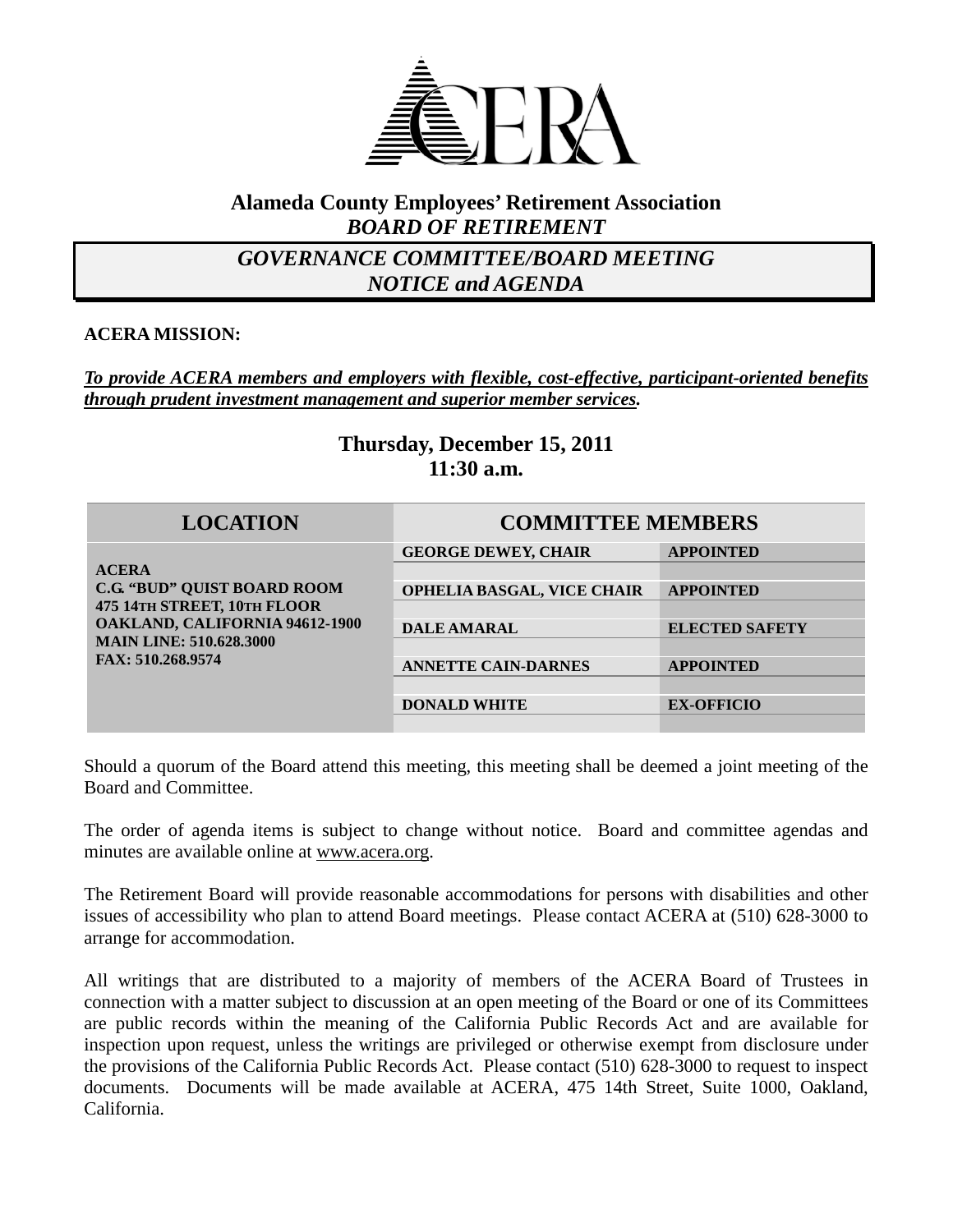# Alameda County Employees' Retirement Association

## *BOARD OF RETIREMENT*

## *GOVERNANCE COMMITTEE/BOARD MEETING NOTICE and AGENDA*

**ACERA MISSION:**

***To provide ACERA members and employers with flexible, cost-effective, participant-oriented benefits through prudent investment management and superior member services.***

**Thursday, December 15, 2011**
**11:30 a.m.**

| LOCATION | COMMITTEE MEMBERS | |
|---|---|---|
| **ACERA**<br>**C.G. "BUD" QUIST BOARD ROOM**<br>**475 14TH STREET, 10TH FLOOR**<br>**OAKLAND, CALIFORNIA 94612-1900**<br>**MAIN LINE: 510.628.3000**<br>**FAX: 510.268.9574** | **GEORGE DEWEY, CHAIR** | **APPOINTED** |
| | **OPHELIA BASGAL, VICE CHAIR** | **APPOINTED** |
| | **DALE AMARAL** | **ELECTED SAFETY** |
| | **ANNETTE CAIN-DARNES** | **APPOINTED** |
| | **DONALD WHITE** | **EX-OFFICIO** |

Should a quorum of the Board attend this meeting, this meeting shall be deemed a joint meeting of the Board and Committee.

The order of agenda items is subject to change without notice. Board and committee agendas and minutes are available online at www.acera.org.

The Retirement Board will provide reasonable accommodations for persons with disabilities and other issues of accessibility who plan to attend Board meetings. Please contact ACERA at (510) 628-3000 to arrange for accommodation.

All writings that are distributed to a majority of members of the ACERA Board of Trustees in connection with a matter subject to discussion at an open meeting of the Board or one of its Committees are public records within the meaning of the California Public Records Act and are available for inspection upon request, unless the writings are privileged or otherwise exempt from disclosure under the provisions of the California Public Records Act. Please contact (510) 628-3000 to request to inspect documents. Documents will be made available at ACERA, 475 14th Street, Suite 1000, Oakland, California.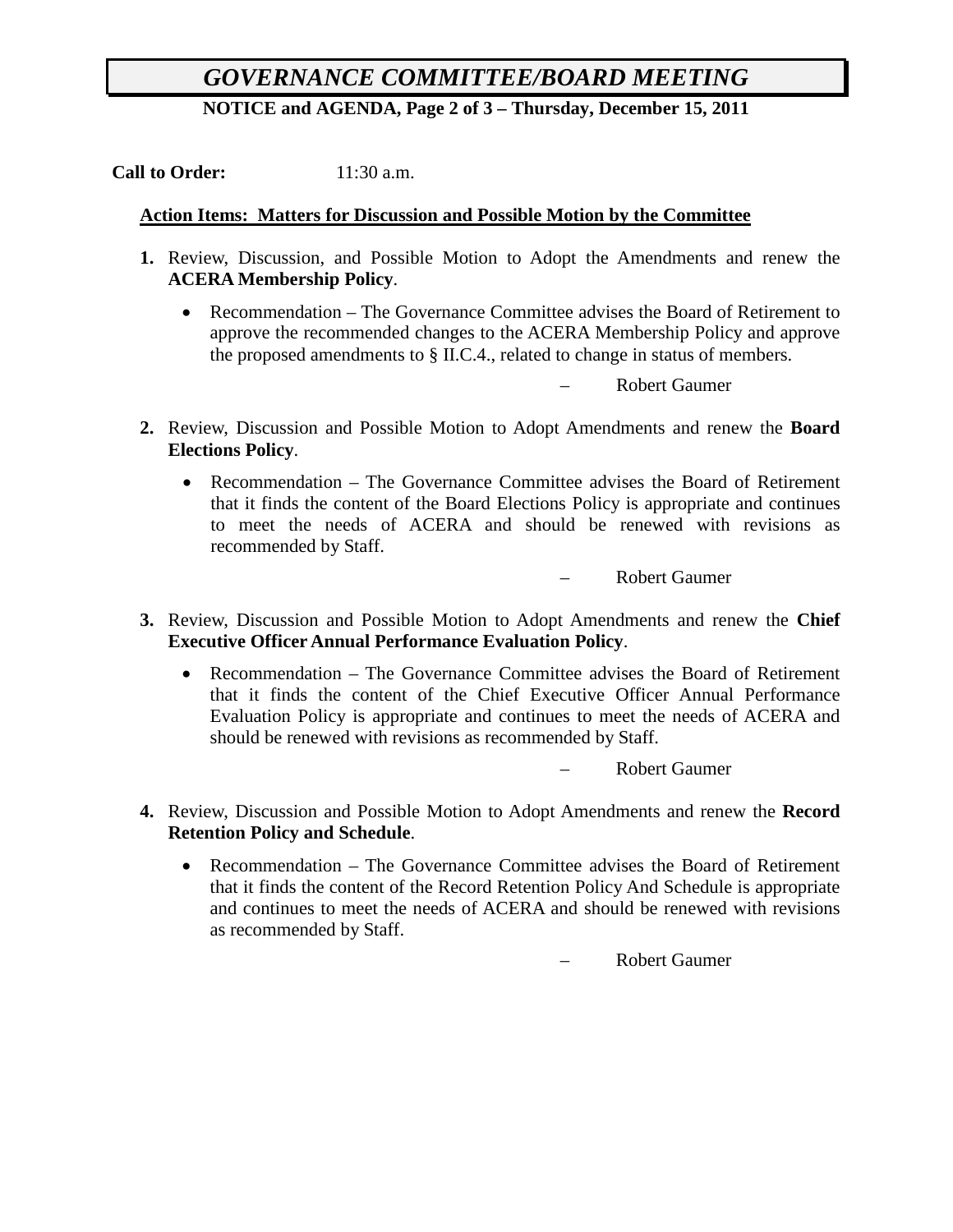# *GOVERNANCE COMMITTEE/BOARD MEETING*

**NOTICE and AGENDA, Page 2 of 3 – Thursday, December 15, 2011**

**Call to Order:** 11:30 a.m.

**Action Items: Matters for Discussion and Possible Motion by the Committee**

**1.** Review, Discussion, and Possible Motion to Adopt the Amendments and renew the **ACERA Membership Policy**.

- Recommendation – The Governance Committee advises the Board of Retirement to approve the recommended changes to the ACERA Membership Policy and approve the proposed amendments to § II.C.4., related to change in status of members.

– Robert Gaumer

**2.** Review, Discussion and Possible Motion to Adopt Amendments and renew the **Board Elections Policy**.

- Recommendation – The Governance Committee advises the Board of Retirement that it finds the content of the Board Elections Policy is appropriate and continues to meet the needs of ACERA and should be renewed with revisions as recommended by Staff.

– Robert Gaumer

**3.** Review, Discussion and Possible Motion to Adopt Amendments and renew the **Chief Executive Officer Annual Performance Evaluation Policy**.

- Recommendation – The Governance Committee advises the Board of Retirement that it finds the content of the Chief Executive Officer Annual Performance Evaluation Policy is appropriate and continues to meet the needs of ACERA and should be renewed with revisions as recommended by Staff.

– Robert Gaumer

**4.** Review, Discussion and Possible Motion to Adopt Amendments and renew the **Record Retention Policy and Schedule**.

- Recommendation – The Governance Committee advises the Board of Retirement that it finds the content of the Record Retention Policy And Schedule is appropriate and continues to meet the needs of ACERA and should be renewed with revisions as recommended by Staff.

– Robert Gaumer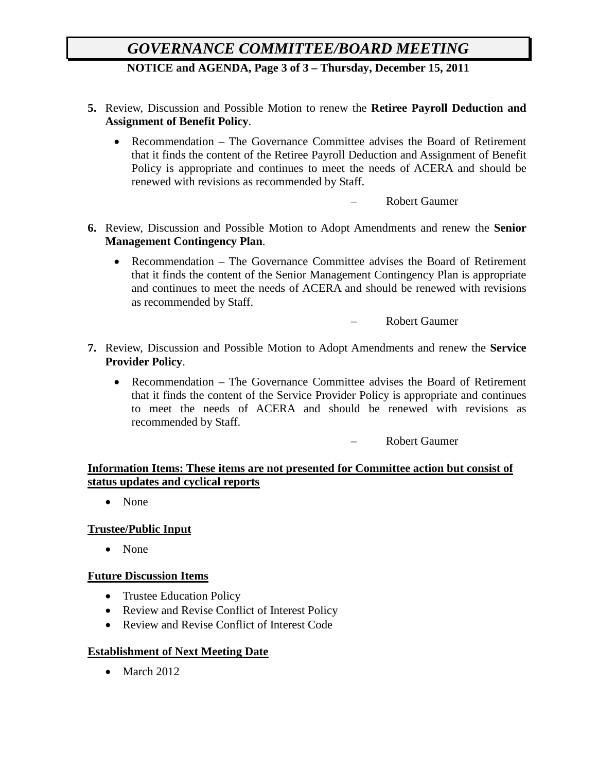5. Review, Discussion and Possible Motion to renew the **Retiree Payroll Deduction and Assignment of Benefit Policy**.

   - Recommendation – The Governance Committee advises the Board of Retirement that it finds the content of the Retiree Payroll Deduction and Assignment of Benefit Policy is appropriate and continues to meet the needs of ACERA and should be renewed with revisions as recommended by Staff.

   – Robert Gaumer

6. Review, Discussion and Possible Motion to Adopt Amendments and renew the **Senior Management Contingency Plan**.

   - Recommendation – The Governance Committee advises the Board of Retirement that it finds the content of the Senior Management Contingency Plan is appropriate and continues to meet the needs of ACERA and should be renewed with revisions as recommended by Staff.

   – Robert Gaumer

7. Review, Discussion and Possible Motion to Adopt Amendments and renew the **Service Provider Policy**.

   - Recommendation – The Governance Committee advises the Board of Retirement that it finds the content of the Service Provider Policy is appropriate and continues to meet the needs of ACERA and should be renewed with revisions as recommended by Staff.

   – Robert Gaumer

**Information Items: These items are not presented for Committee action but consist of status updates and cyclical reports**

- None

**Trustee/Public Input**

- None

**Future Discussion Items**

- Trustee Education Policy
- Review and Revise Conflict of Interest Policy
- Review and Revise Conflict of Interest Code

**Establishment of Next Meeting Date**

- March 2012